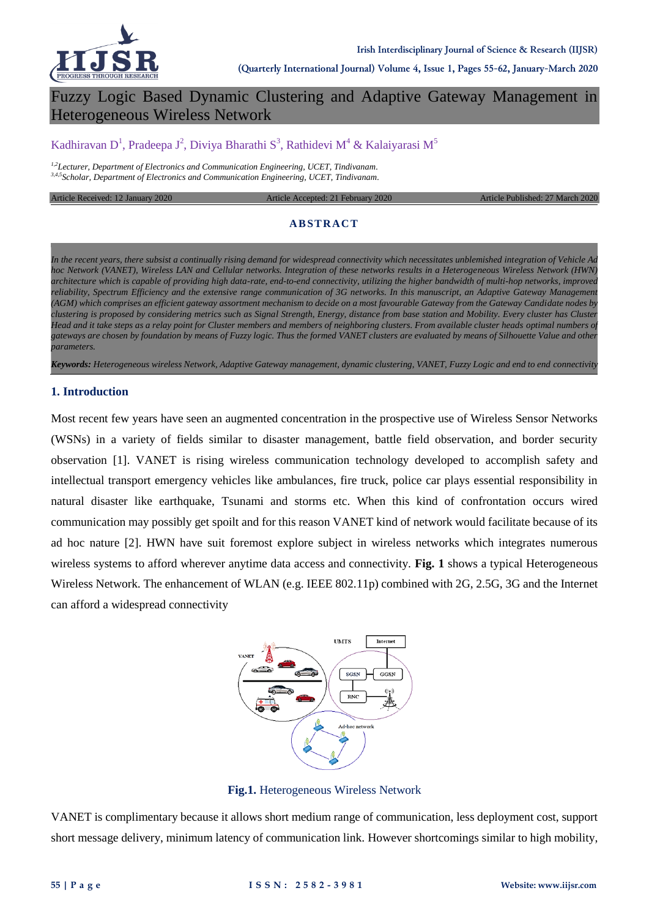# Fuzzy Logic Based Dynamic Clustering and Adaptive Gateway Management in Heterogeneous Wireless Network

Kadhiravan D[1], Pradeepa J[2], Diviya Bharathi S[3], Rathidevi M[4] & Kalaiyarasi M[5]

*[1,2]Lecturer, Department of Electronics and Communication Engineering, UCET, Tindivanam.*
*[3,4,5]Scholar, Department of Electronics and Communication Engineering, UCET, Tindivanam.*

Article Received: 12 January 2020 | Article Accepted: 21 February 2020 | Article Published: 27 March 2020

## ABSTRACT

*In the recent years, there subsist a continually rising demand for widespread connectivity which necessitates unblemished integration of Vehicle Ad hoc Network (VANET), Wireless LAN and Cellular networks. Integration of these networks results in a Heterogeneous Wireless Network (HWN) architecture which is capable of providing high data-rate, end-to-end connectivity, utilizing the higher bandwidth of multi-hop networks, improved reliability, Spectrum Efficiency and the extensive range communication of 3G networks. In this manuscript, an Adaptive Gateway Management (AGM) which comprises an efficient gateway assortment mechanism to decide on a most favourable Gateway from the Gateway Candidate nodes by clustering is proposed by considering metrics such as Signal Strength, Energy, distance from base station and Mobility. Every cluster has Cluster Head and it take steps as a relay point for Cluster members and members of neighboring clusters. From available cluster heads optimal numbers of gateways are chosen by foundation by means of Fuzzy logic. Thus the formed VANET clusters are evaluated by means of Silhouette Value and other parameters.*

***Keywords:*** *Heterogeneous wireless Network, Adaptive Gateway management, dynamic clustering, VANET, Fuzzy Logic and end to end connectivity*

## 1. Introduction

Most recent few years have seen an augmented concentration in the prospective use of Wireless Sensor Networks (WSNs) in a variety of fields similar to disaster management, battle field observation, and border security observation [1]. VANET is rising wireless communication technology developed to accomplish safety and intellectual transport emergency vehicles like ambulances, fire truck, police car plays essential responsibility in natural disaster like earthquake, Tsunami and storms etc. When this kind of confrontation occurs wired communication may possibly get spoilt and for this reason VANET kind of network would facilitate because of its ad hoc nature [2]. HWN have suit foremost explore subject in wireless networks which integrates numerous wireless systems to afford wherever anytime data access and connectivity. **Fig. 1** shows a typical Heterogeneous Wireless Network. The enhancement of WLAN (e.g. IEEE 802.11p) combined with 2G, 2.5G, 3G and the Internet can afford a widespread connectivity

**Fig.1.** Heterogeneous Wireless Network

VANET is complimentary because it allows short medium range of communication, less deployment cost, support short message delivery, minimum latency of communication link. However shortcomings similar to high mobility,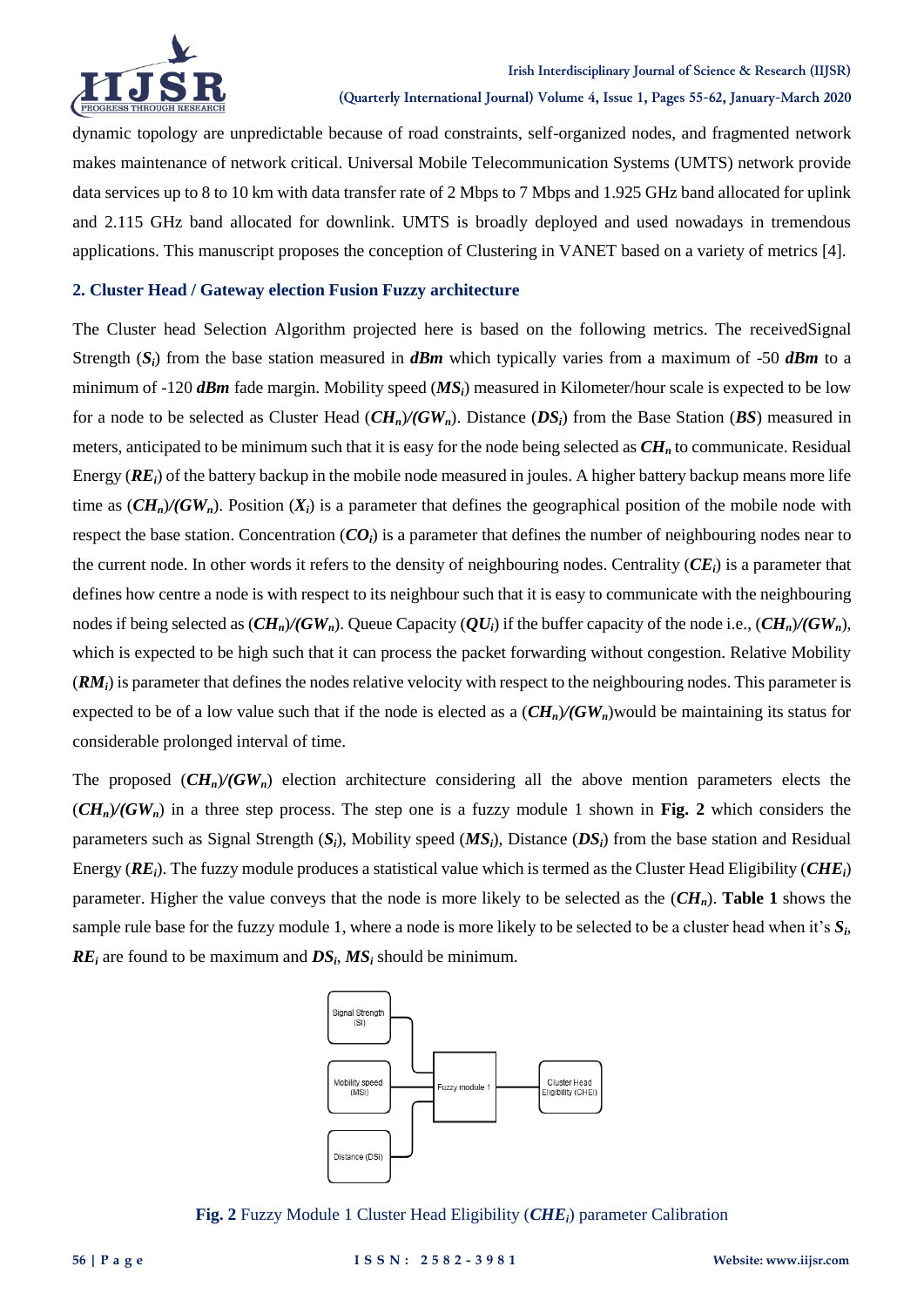dynamic topology are unpredictable because of road constraints, self-organized nodes, and fragmented network makes maintenance of network critical. Universal Mobile Telecommunication Systems (UMTS) network provide data services up to 8 to 10 km with data transfer rate of 2 Mbps to 7 Mbps and 1.925 GHz band allocated for uplink and 2.115 GHz band allocated for downlink. UMTS is broadly deployed and used nowadays in tremendous applications. This manuscript proposes the conception of Clustering in VANET based on a variety of metrics [4].

## 2. Cluster Head / Gateway election Fusion Fuzzy architecture

The Cluster head Selection Algorithm projected here is based on the following metrics. The receivedSignal Strength ($S_i$) from the base station measured in ***dBm*** which typically varies from a maximum of -50 ***dBm*** to a minimum of -120 ***dBm*** fade margin. Mobility speed ($MS_i$) measured in Kilometer/hour scale is expected to be low for a node to be selected as Cluster Head ($CH_n$)/($GW_n$). Distance ($DS_i$) from the Base Station (***BS***) measured in meters, anticipated to be minimum such that it is easy for the node being selected as $CH_n$ to communicate. Residual Energy ($RE_i$) of the battery backup in the mobile node measured in joules. A higher battery backup means more life time as ($CH_n$)/($GW_n$). Position ($X_i$) is a parameter that defines the geographical position of the mobile node with respect the base station. Concentration ($CO_i$) is a parameter that defines the number of neighbouring nodes near to the current node. In other words it refers to the density of neighbouring nodes. Centrality ($CE_i$) is a parameter that defines how centre a node is with respect to its neighbour such that it is easy to communicate with the neighbouring nodes if being selected as ($CH_n$)/($GW_n$). Queue Capacity ($QU_i$) if the buffer capacity of the node i.e., ($CH_n$)/($GW_n$), which is expected to be high such that it can process the packet forwarding without congestion. Relative Mobility ($RM_i$) is parameter that defines the nodes relative velocity with respect to the neighbouring nodes. This parameter is expected to be of a low value such that if the node is elected as a ($CH_n$)/($GW_n$)would be maintaining its status for considerable prolonged interval of time.

The proposed ($CH_n$)/($GW_n$) election architecture considering all the above mention parameters elects the ($CH_n$)/($GW_n$) in a three step process. The step one is a fuzzy module 1 shown in **Fig. 2** which considers the parameters such as Signal Strength ($S_i$), Mobility speed ($MS_i$), Distance ($DS_i$) from the base station and Residual Energy ($RE_i$). The fuzzy module produces a statistical value which is termed as the Cluster Head Eligibility ($CHE_i$) parameter. Higher the value conveys that the node is more likely to be selected as the ($CH_n$). **Table 1** shows the sample rule base for the fuzzy module 1, where a node is more likely to be selected to be a cluster head when it's $S_i$, $RE_i$ are found to be maximum and $DS_i$, $MS_i$ should be minimum.

Signal Strength (SI)

Mobility speed (MSI)

Distance (DSI)

Fuzzy module 1

Cluster Head Eligibility (CHEI)

**Fig. 2** Fuzzy Module 1 Cluster Head Eligibility ($CHE_i$) parameter Calibration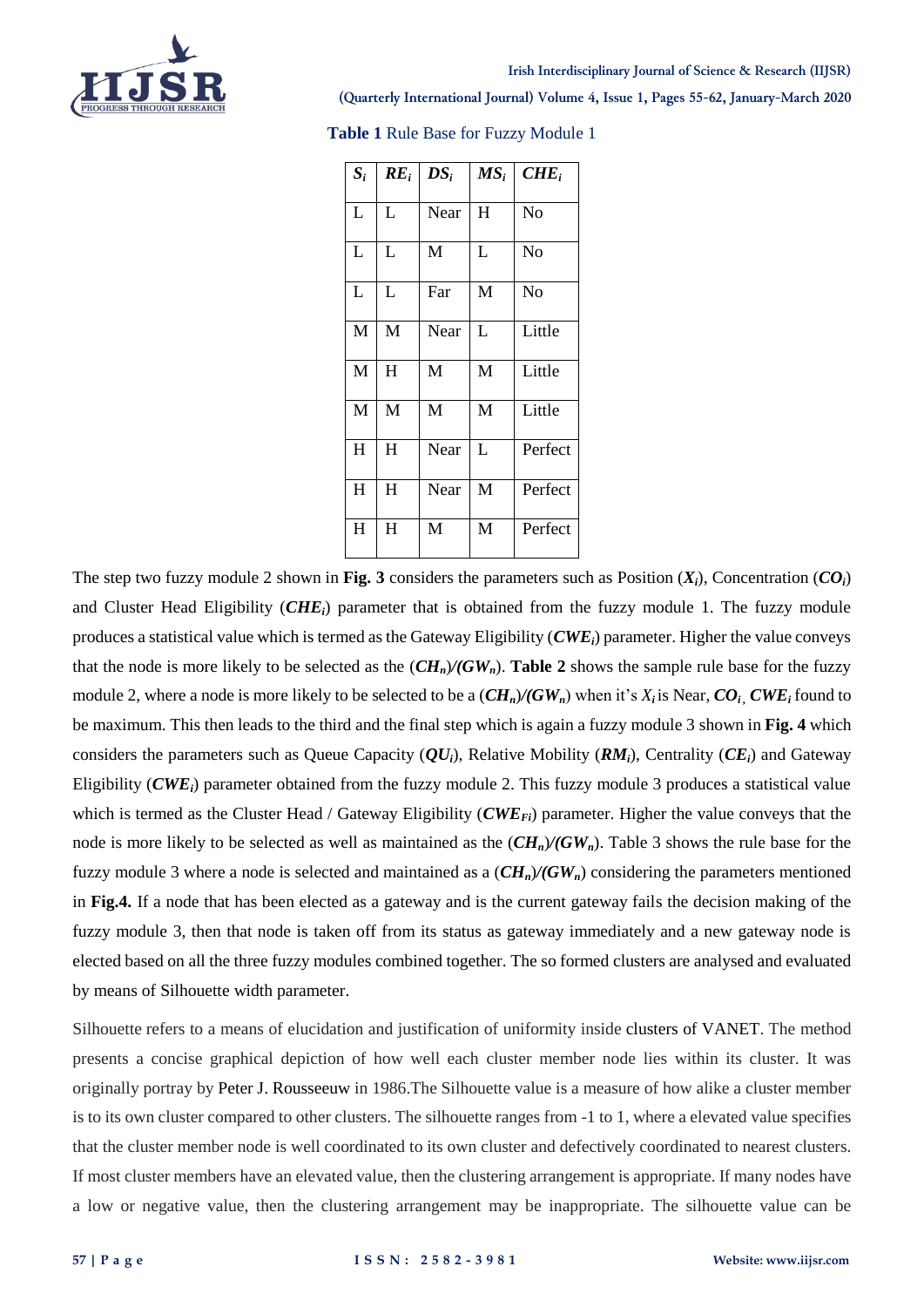**Table 1** Rule Base for Fuzzy Module 1

| $S_i$ | $RE_i$ | $DS_i$ | $MS_i$ | $CHE_i$ |
|---|---|---|---|---|
| L | L | Near | H | No |
| L | L | M | L | No |
| L | L | Far | M | No |
| M | M | Near | L | Little |
| M | H | M | M | Little |
| M | M | M | M | Little |
| H | H | Near | L | Perfect |
| H | H | Near | M | Perfect |
| H | H | M | M | Perfect |

The step two fuzzy module 2 shown in **Fig. 3** considers the parameters such as Position (***$X_i$***), Concentration (***$CO_i$***) and Cluster Head Eligibility (***$CHE_i$***) parameter that is obtained from the fuzzy module 1. The fuzzy module produces a statistical value which is termed as the Gateway Eligibility (***$CWE_i$***) parameter. Higher the value conveys that the node is more likely to be selected as the (***$CH_n$)/($GW_n$***). **Table 2** shows the sample rule base for the fuzzy module 2, where a node is more likely to be selected to be a (***$CH_n$)/($GW_n$***) when it's ***$X_i$*** is Near, ***$CO_i$***, ***$CWE_i$*** found to be maximum. This then leads to the third and the final step which is again a fuzzy module 3 shown in **Fig. 4** which considers the parameters such as Queue Capacity (***$QU_i$***), Relative Mobility (***$RM_i$***), Centrality (***$CE_i$***) and Gateway Eligibility (***$CWE_i$***) parameter obtained from the fuzzy module 2. This fuzzy module 3 produces a statistical value which is termed as the Cluster Head / Gateway Eligibility (***$CWE_{Fi}$***) parameter. Higher the value conveys that the node is more likely to be selected as well as maintained as the (***$CH_n$)/($GW_n$***). Table 3 shows the rule base for the fuzzy module 3 where a node is selected and maintained as a (***$CH_n$)/($GW_n$***) considering the parameters mentioned in **Fig.4.** If a node that has been elected as a gateway and is the current gateway fails the decision making of the fuzzy module 3, then that node is taken off from its status as gateway immediately and a new gateway node is elected based on all the three fuzzy modules combined together. The so formed clusters are analysed and evaluated by means of Silhouette width parameter.

Silhouette refers to a means of elucidation and justification of uniformity inside clusters of VANET. The method presents a concise graphical depiction of how well each cluster member node lies within its cluster. It was originally portray by Peter J. Rousseeuw in 1986.The Silhouette value is a measure of how alike a cluster member is to its own cluster compared to other clusters. The silhouette ranges from -1 to 1, where a elevated value specifies that the cluster member node is well coordinated to its own cluster and defectively coordinated to nearest clusters. If most cluster members have an elevated value, then the clustering arrangement is appropriate. If many nodes have a low or negative value, then the clustering arrangement may be inappropriate. The silhouette value can be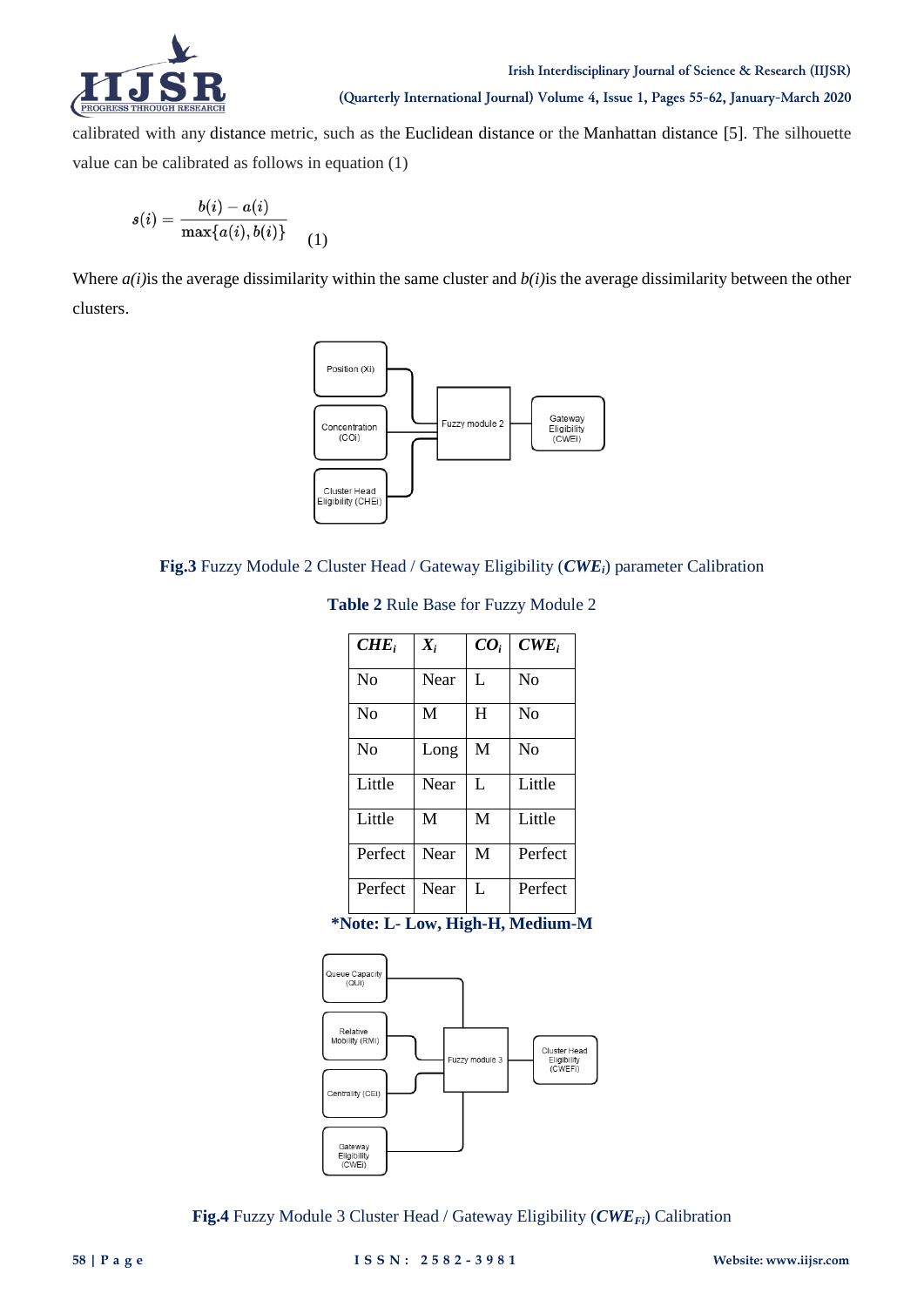calibrated with any distance metric, such as the Euclidean distance or the Manhattan distance [5]. The silhouette value can be calibrated as follows in equation (1)

$$s(i) = \frac{b(i) - a(i)}{\max\{a(i), b(i)\}} \quad (1)$$

Where $a(i)$is the average dissimilarity within the same cluster and $b(i)$is the average dissimilarity between the other clusters.

**Fig.3** Fuzzy Module 2 Cluster Head / Gateway Eligibility (***CWE$_i$***) parameter Calibration

**Table 2** Rule Base for Fuzzy Module 2

| $CHE_i$ | $X_i$ | $CO_i$ | $CWE_i$ |
|---|---|---|---|
| No | Near | L | No |
| No | M | H | No |
| No | Long | M | No |
| Little | Near | L | Little |
| Little | M | M | Little |
| Perfect | Near | M | Perfect |
| Perfect | Near | L | Perfect |

**\*Note: L- Low, High-H, Medium-M**

**Fig.4** Fuzzy Module 3 Cluster Head / Gateway Eligibility (***CWE$_{Fi}$***) Calibration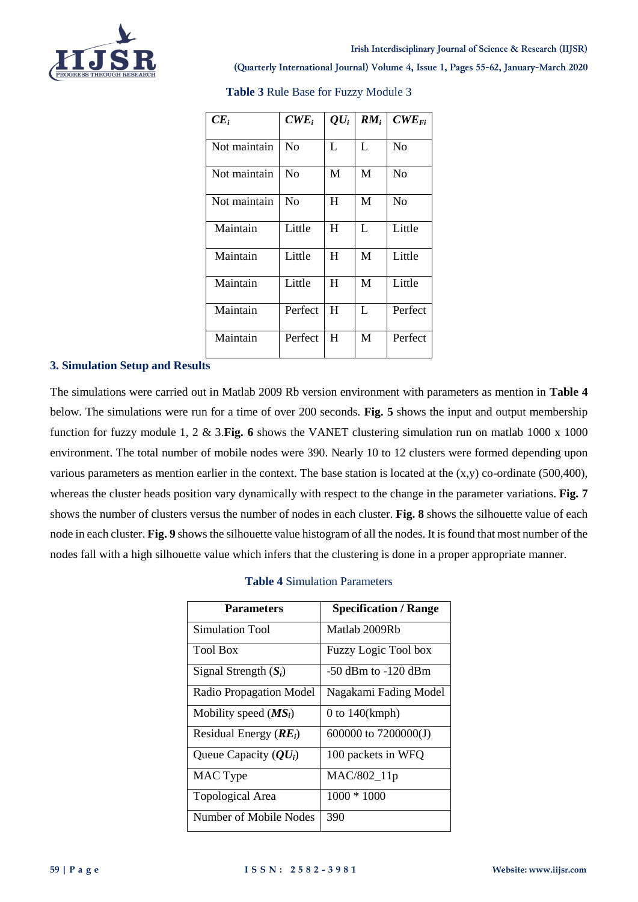**Table 3** Rule Base for Fuzzy Module 3

| $CE_i$ | $CWE_i$ | $QU_i$ | $RM_i$ | $CWE_{Fi}$ |
|---|---|---|---|---|
| Not maintain | No | L | L | No |
| Not maintain | No | M | M | No |
| Not maintain | No | H | M | No |
| Maintain | Little | H | L | Little |
| Maintain | Little | H | M | Little |
| Maintain | Little | H | M | Little |
| Maintain | Perfect | H | L | Perfect |
| Maintain | Perfect | H | M | Perfect |

### 3. Simulation Setup and Results

The simulations were carried out in Matlab 2009 Rb version environment with parameters as mention in **Table 4** below. The simulations were run for a time of over 200 seconds. **Fig. 5** shows the input and output membership function for fuzzy module 1, 2 & 3.**Fig. 6** shows the VANET clustering simulation run on matlab 1000 x 1000 environment. The total number of mobile nodes were 390. Nearly 10 to 12 clusters were formed depending upon various parameters as mention earlier in the context. The base station is located at the (x,y) co-ordinate (500,400), whereas the cluster heads position vary dynamically with respect to the change in the parameter variations. **Fig. 7** shows the number of clusters versus the number of nodes in each cluster. **Fig. 8** shows the silhouette value of each node in each cluster. **Fig. 9** shows the silhouette value histogram of all the nodes. It is found that most number of the nodes fall with a high silhouette value which infers that the clustering is done in a proper appropriate manner.

**Table 4** Simulation Parameters

| Parameters | Specification / Range |
|---|---|
| Simulation Tool | Matlab 2009Rb |
| Tool Box | Fuzzy Logic Tool box |
| Signal Strength ($S_i$) | -50 dBm to -120 dBm |
| Radio Propagation Model | Nagakami Fading Model |
| Mobility speed ($MS_i$) | 0 to 140(kmph) |
| Residual Energy ($RE_i$) | 600000 to 7200000(J) |
| Queue Capacity ($QU_i$) | 100 packets in WFQ |
| MAC Type | MAC/802_11p |
| Topological Area | 1000 * 1000 |
| Number of Mobile Nodes | 390 |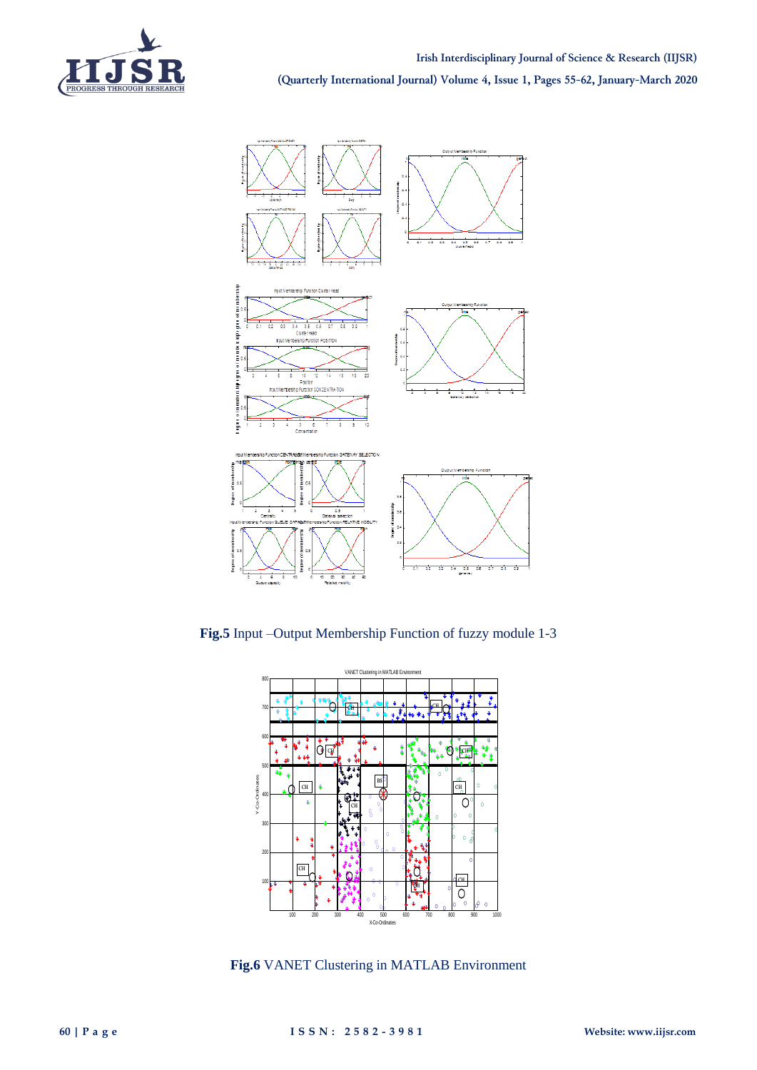**Fig.5** Input –Output Membership Function of fuzzy module 1-3

**Fig.6** VANET Clustering in MATLAB Environment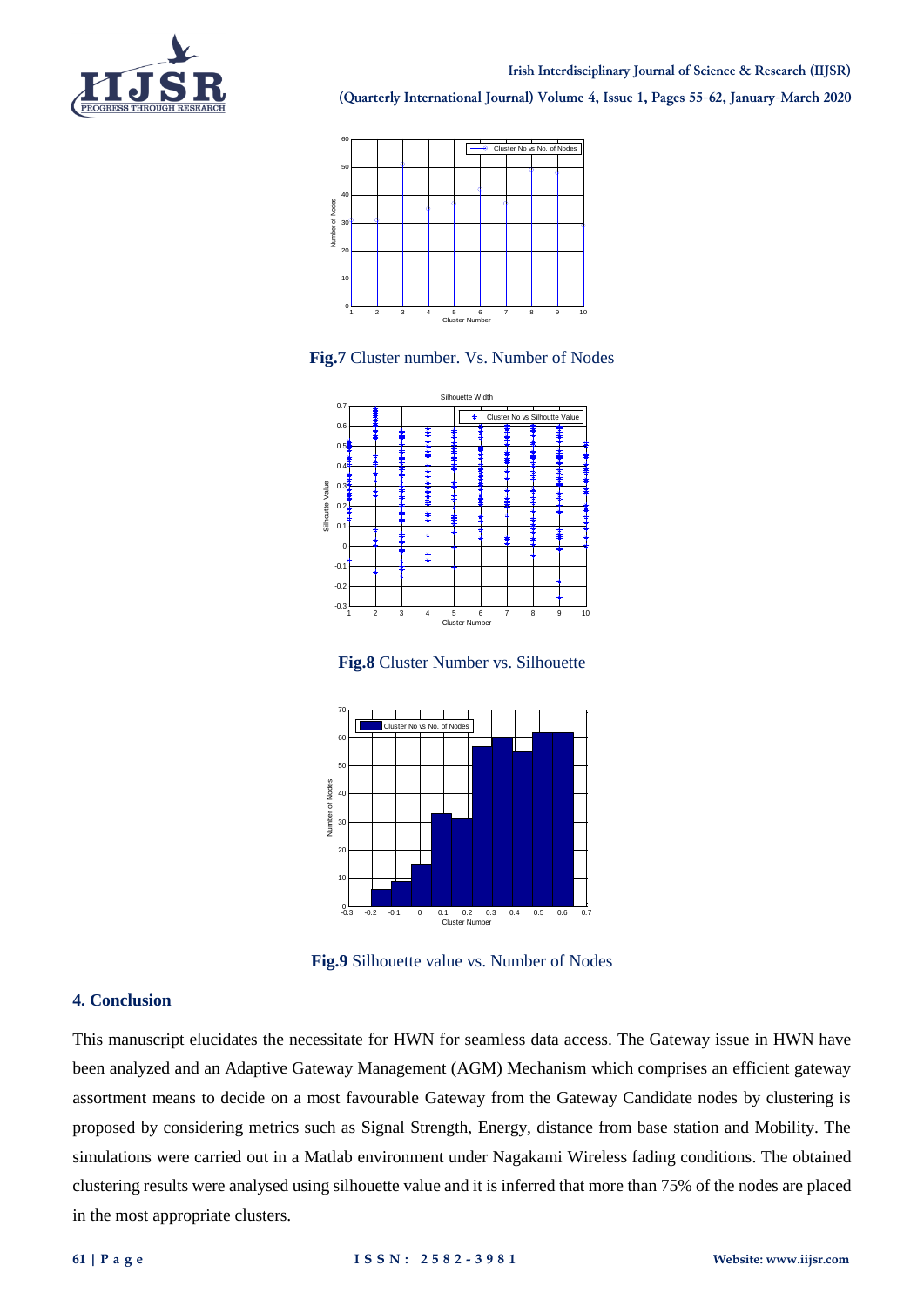**Fig.7** Cluster number. Vs. Number of Nodes

**Fig.8** Cluster Number vs. Silhouette

**Fig.9** Silhouette value vs. Number of Nodes

### 4. Conclusion

This manuscript elucidates the necessitate for HWN for seamless data access. The Gateway issue in HWN have been analyzed and an Adaptive Gateway Management (AGM) Mechanism which comprises an efficient gateway assortment means to decide on a most favourable Gateway from the Gateway Candidate nodes by clustering is proposed by considering metrics such as Signal Strength, Energy, distance from base station and Mobility. The simulations were carried out in a Matlab environment under Nagakami Wireless fading conditions. The obtained clustering results were analysed using silhouette value and it is inferred that more than 75% of the nodes are placed in the most appropriate clusters.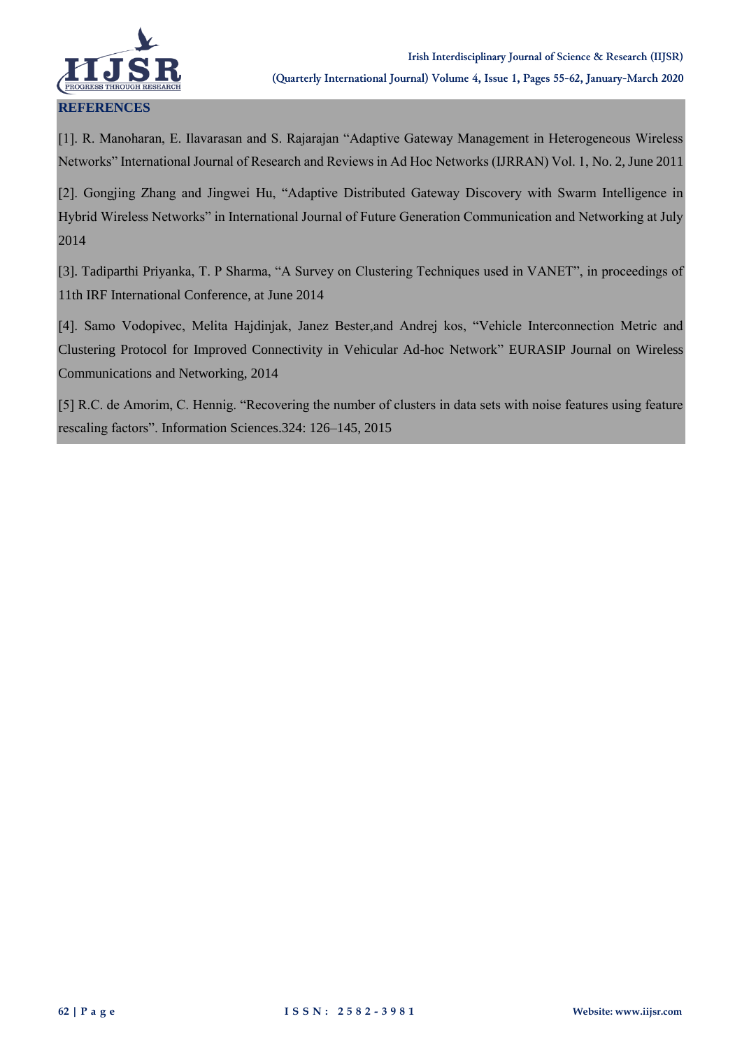## REFERENCES

[1]. R. Manoharan, E. Ilavarasan and S. Rajarajan "Adaptive Gateway Management in Heterogeneous Wireless Networks" International Journal of Research and Reviews in Ad Hoc Networks (IJRRAN) Vol. 1, No. 2, June 2011

[2]. Gongjing Zhang and Jingwei Hu, "Adaptive Distributed Gateway Discovery with Swarm Intelligence in Hybrid Wireless Networks" in International Journal of Future Generation Communication and Networking at July 2014

[3]. Tadiparthi Priyanka, T. P Sharma, "A Survey on Clustering Techniques used in VANET", in proceedings of 11th IRF International Conference, at June 2014

[4]. Samo Vodopivec, Melita Hajdinjak, Janez Bester,and Andrej kos, "Vehicle Interconnection Metric and Clustering Protocol for Improved Connectivity in Vehicular Ad-hoc Network" EURASIP Journal on Wireless Communications and Networking, 2014

[5] R.C. de Amorim, C. Hennig. "Recovering the number of clusters in data sets with noise features using feature rescaling factors". Information Sciences.324: 126–145, 2015